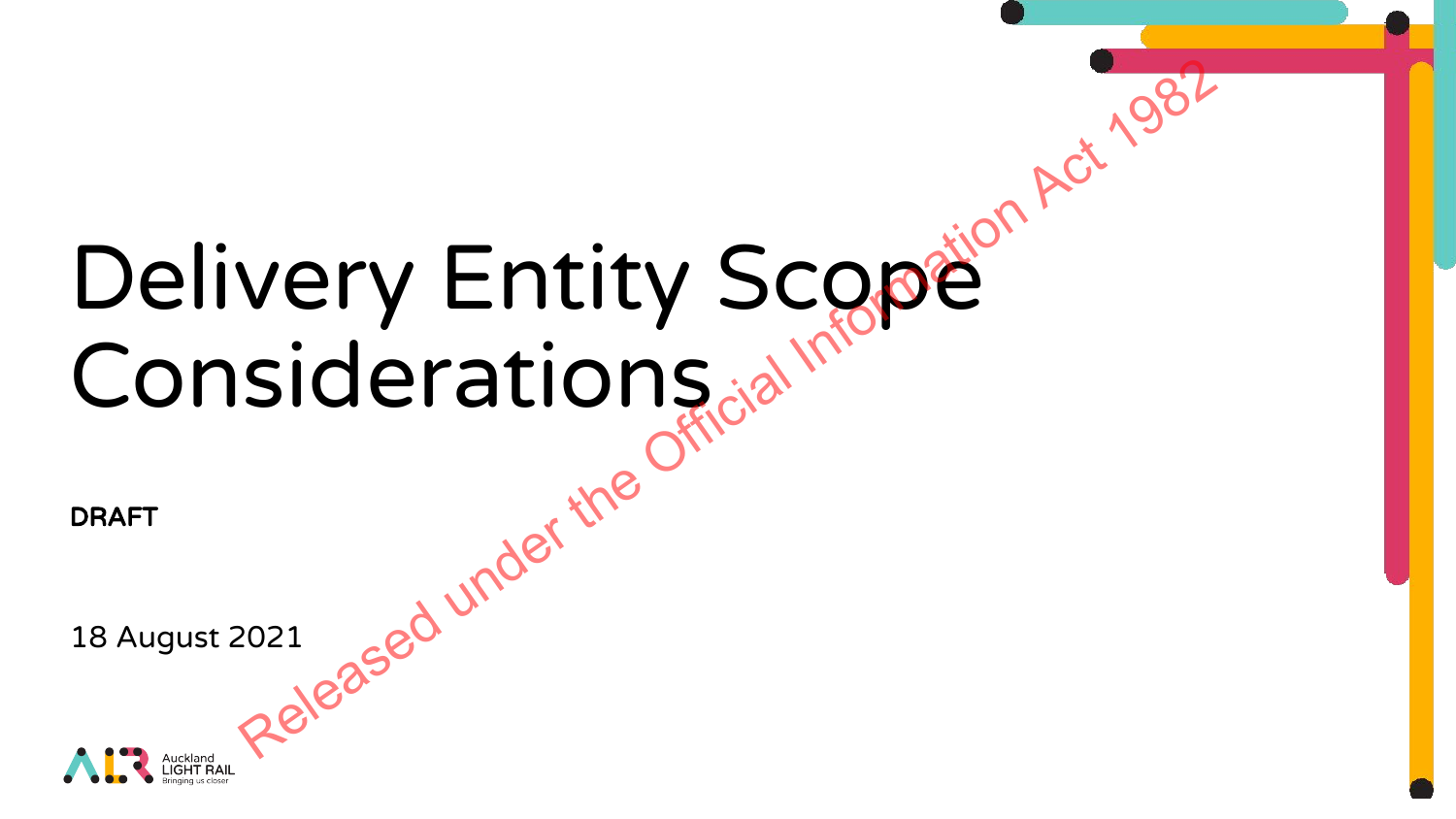# Delivery Entity Scope Considerations

**DRAFT**

18 August 2021

Released under the Official Information Act 1982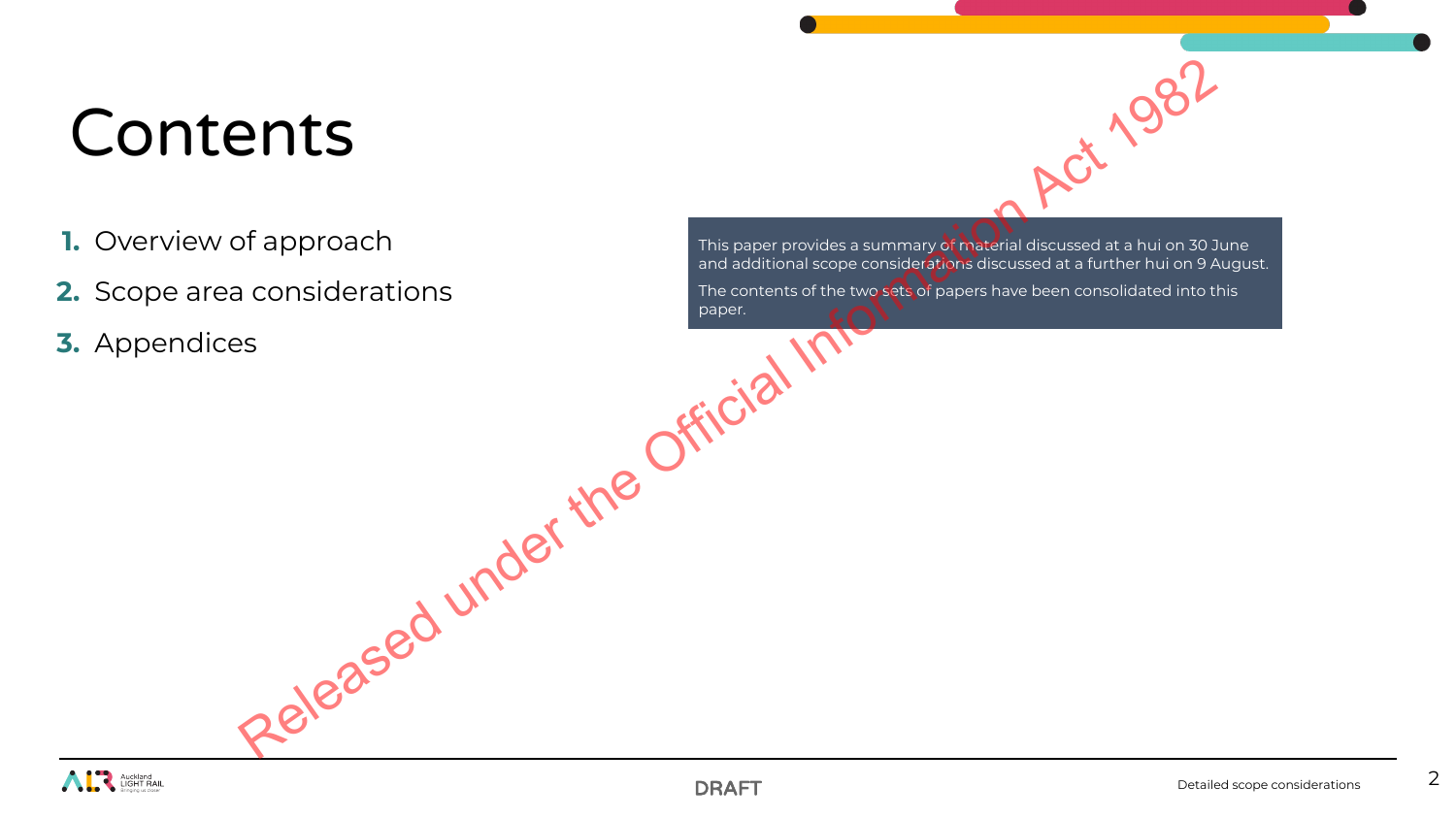# Contents

1. Overview of approach
2. Scope area considerations
3. Appendices

This paper provides a summary of material discussed at a hui on 30 June and additional scope considerations discussed at a further hui on 9 August.

The contents of the two sets of papers have been consolidated into this paper.

Released under the Official Information Act 1982

DRAFT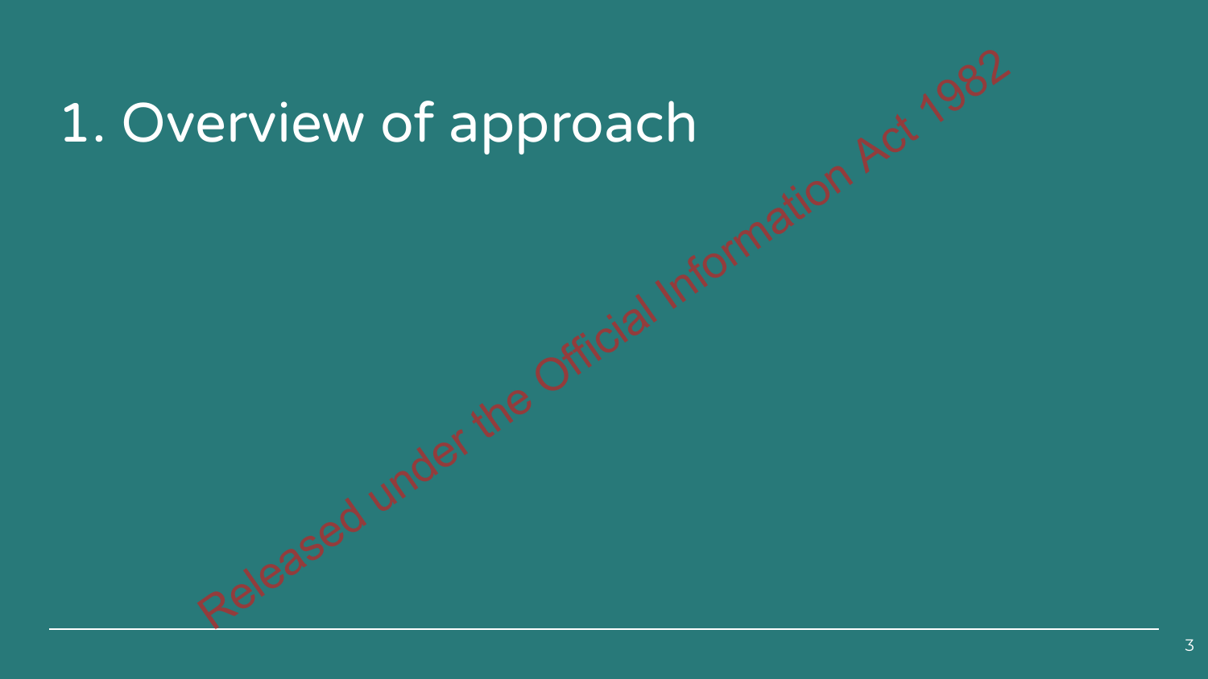# 1. Overview of approach

Released under the Official Information Act 1982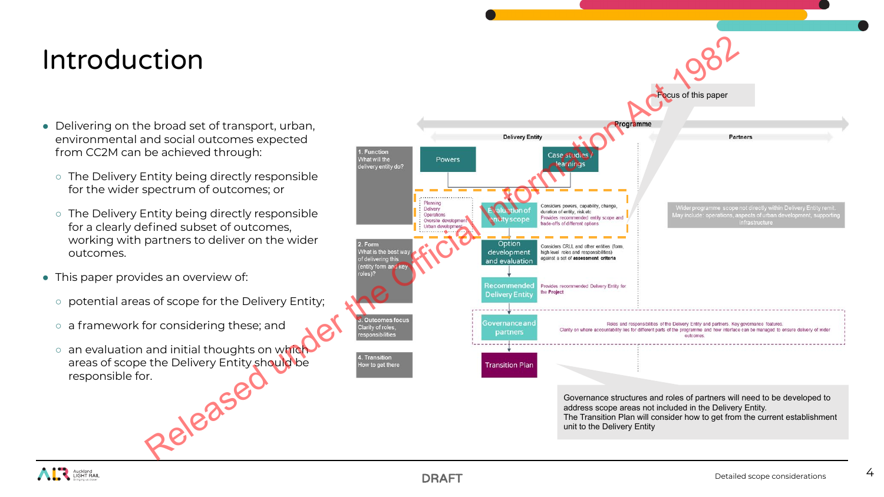# Introduction

- Delivering on the broad set of transport, urban, environmental and social outcomes expected from CC2M can be achieved through:
  - The Delivery Entity being directly responsible for the wider spectrum of outcomes; or
  - The Delivery Entity being directly responsible for a clearly defined subset of outcomes, working with partners to deliver on the wider outcomes.
- This paper provides an overview of:
  - potential areas of scope for the Delivery Entity;
  - a framework for considering these; and
  - an evaluation and initial thoughts on which areas of scope the Delivery Entity should be responsible for.

Focus of this paper

Programme

Delivery Entity | Partners

**1. Function** What will the delivery entity do?

Powers

Case studies / learnings

Planning
Delivery
Operations
Oversite development
Urban development

Evaluation of entity scope — Considers powers, capability, change, duration of entity, risk etc. Provides recommended entity scope and trade-offs of different options

Wider programme scope not directly within Delivery Entity remit. May include: operations, aspects of urban development, supporting infrastructure

**2. Form** What is the best way of delivering this (entity form and key roles)?

Option development and evaluation — Considers CRLL and other entities (form, high level roles and responsibilities) against a set of **assessment criteria**

Recommended Delivery Entity — Provides recommended Delivery Entity for the **Project**

**3. Outcomes focus** Clarity of roles, responsibilities

Governance and partners — Roles and responsibilities of the Delivery Entity and partners. Key governance features. Clarity on where accountability lies for different parts of the programme and how interface can be managed to ensure delivery of wider outcomes.

**4. Transition** How to get there

Transition Plan

Governance structures and roles of partners will need to be developed to address scope areas not included in the Delivery Entity.
The Transition Plan will consider how to get from the current establishment unit to the Delivery Entity

Released under the Official Information Act 1982

DRAFT

Detailed scope considerations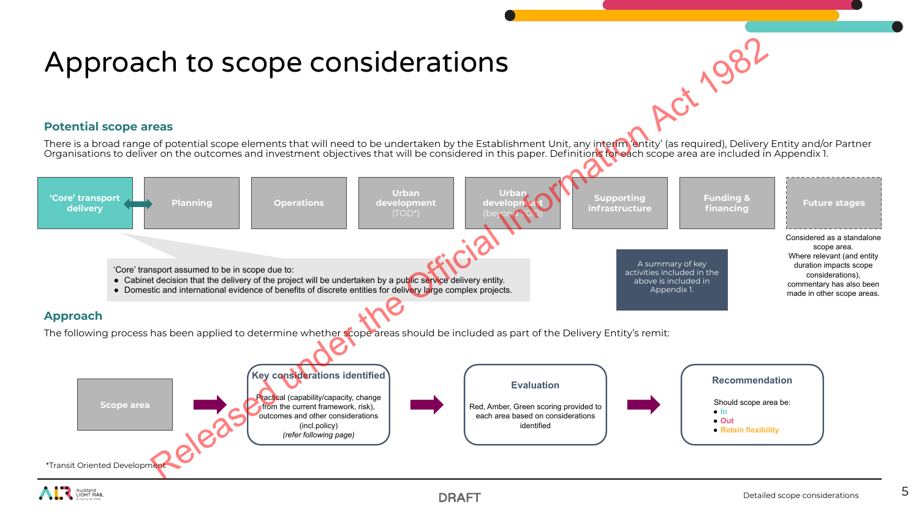# Approach to scope considerations

## Potential scope areas

There is a broad range of potential scope elements that will need to be undertaken by the Establishment Unit, any interim 'entity' (as required), Delivery Entity and/or Partner Organisations to deliver on the outcomes and investment objectives that will be considered in this paper. Definitions for each scope area are included in Appendix 1.

- 'Core' transport delivery
- Planning
- Operations
- Urban development (TOD*)
- Urban development (beyond TOD)
- Supporting infrastructure
- Funding & financing
- Future stages

'Core' transport assumed to be in scope due to:

- Cabinet decision that the delivery of the project will be undertaken by a public service delivery entity.
- Domestic and international evidence of benefits of discrete entities for delivery large complex projects.

A summary of key activities included in the above is included in Appendix 1.

Future stages: Considered as a standalone scope area. Where relevant (and entity duration impacts scope considerations), commentary has also been made in other scope areas.

## Approach

The following process has been applied to determine whether scope areas should be included as part of the Delivery Entity's remit:

**Scope area** → **Key considerations identified**: Practical (capability/capacity, change from the current framework, risk), outcomes and other considerations (incl.policy) *(refer following page)* → **Evaluation**: Red, Amber, Green scoring provided to each area based on considerations identified → **Recommendation**: Should scope area be:

- In
- Out
- Retain flexibility

*Transit Oriented Development

Released under the Official Information Act 1982

DRAFT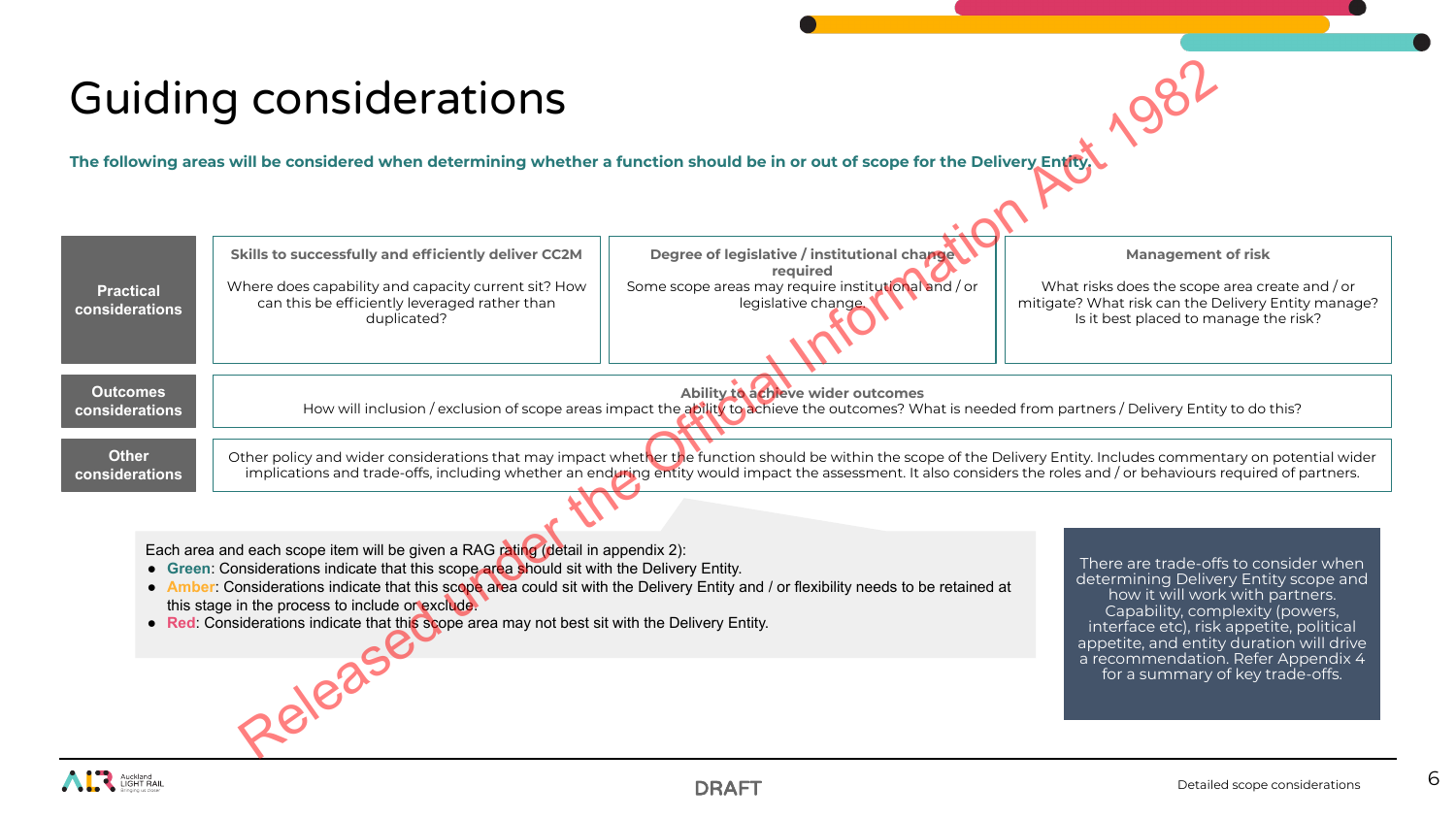# Guiding considerations

**The following areas will be considered when determining whether a function should be in or out of scope for the Delivery Entity.**

| | | | |
|---|---|---|---|
| **Practical considerations** | **Skills to successfully and efficiently deliver CC2M**<br>Where does capability and capacity current sit? How can this be efficiently leveraged rather than duplicated? | **Degree of legislative / institutional change required**<br>Some scope areas may require institutional and / or legislative change. | **Management of risk**<br>What risks does the scope area create and / or mitigate? What risk can the Delivery Entity manage? Is it best placed to manage the risk? |
| **Outcomes considerations** | **Ability to achieve wider outcomes**<br>How will inclusion / exclusion of scope areas impact the ability to achieve the outcomes? What is needed from partners / Delivery Entity to do this? | | |
| **Other considerations** | Other policy and wider considerations that may impact whether the function should be within the scope of the Delivery Entity. Includes commentary on potential wider implications and trade-offs, including whether an enduring entity would impact the assessment. It also considers the roles and / or behaviours required of partners. | | |

Each area and each scope item will be given a RAG rating (detail in appendix 2):

- **Green**: Considerations indicate that this scope area should sit with the Delivery Entity.
- **Amber**: Considerations indicate that this scope area could sit with the Delivery Entity and / or flexibility needs to be retained at this stage in the process to include or exclude.
- **Red**: Considerations indicate that this scope area may not best sit with the Delivery Entity.

There are trade-offs to consider when determining Delivery Entity scope and how it will work with partners. Capability, complexity (powers, interface etc), risk appetite, political appetite, and entity duration will drive a recommendation. Refer Appendix 4 for a summary of key trade-offs.

Released under the Official Information Act 1982

DRAFT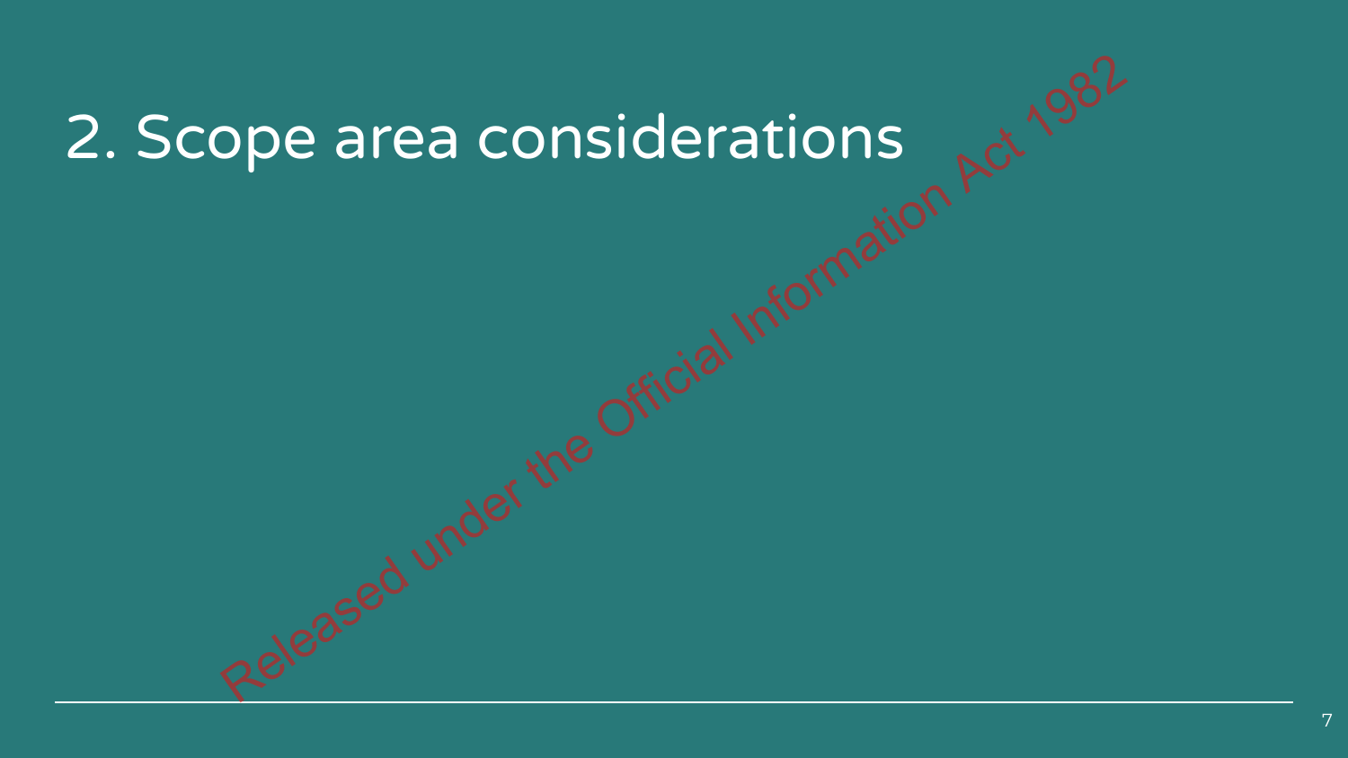# 2. Scope area considerations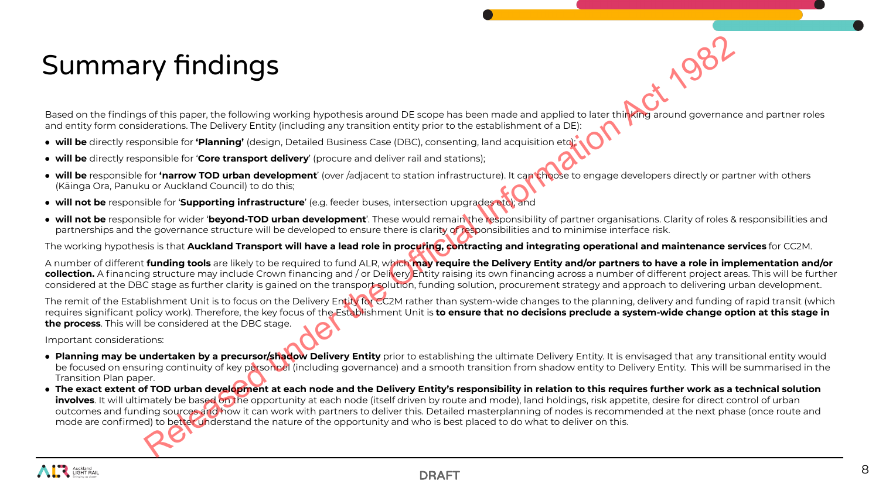# Summary findings

Based on the findings of this paper, the following working hypothesis around DE scope has been made and applied to later thinking around governance and partner roles and entity form considerations. The Delivery Entity (including any transition entity prior to the establishment of a DE):

- **will be** directly responsible for **'Planning'** (design, Detailed Business Case (DBC), consenting, land acquisition etc);
- **will be** directly responsible for '**Core transport delivery**' (procure and deliver rail and stations);
- **will be** responsible for **'narrow TOD urban development**' (over /adjacent to station infrastructure). It can choose to engage developers directly or partner with others (Kāinga Ora, Panuku or Auckland Council) to do this;
- **will not be** responsible for '**Supporting infrastructure**' (e.g. feeder buses, intersection upgrades etc); and
- **will not be** responsible for wider '**beyond-TOD urban development**'. These would remain the responsibility of partner organisations. Clarity of roles & responsibilities and partnerships and the governance structure will be developed to ensure there is clarity of responsibilities and to minimise interface risk.

The working hypothesis is that **Auckland Transport will have a lead role in procuring, contracting and integrating operational and maintenance services** for CC2M.

A number of different **funding tools** are likely to be required to fund ALR, which **may require the Delivery Entity and/or partners to have a role in implementation and/or collection.** A financing structure may include Crown financing and / or Delivery Entity raising its own financing across a number of different project areas. This will be further considered at the DBC stage as further clarity is gained on the transport solution, funding solution, procurement strategy and approach to delivering urban development.

The remit of the Establishment Unit is to focus on the Delivery Entity for CC2M rather than system-wide changes to the planning, delivery and funding of rapid transit (which requires significant policy work). Therefore, the key focus of the Establishment Unit is **to ensure that no decisions preclude a system-wide change option at this stage in the process**. This will be considered at the DBC stage.

Important considerations:

- **Planning may be undertaken by a precursor/shadow Delivery Entity** prior to establishing the ultimate Delivery Entity. It is envisaged that any transitional entity would be focused on ensuring continuity of key personnel (including governance) and a smooth transition from shadow entity to Delivery Entity. This will be summarised in the Transition Plan paper.
- **The exact extent of TOD urban development at each node and the Delivery Entity's responsibility in relation to this requires further work as a technical solution involves**. It will ultimately be based on the opportunity at each node (itself driven by route and mode), land holdings, risk appetite, desire for direct control of urban outcomes and funding sources and how it can work with partners to deliver this. Detailed masterplanning of nodes is recommended at the next phase (once route and mode are confirmed) to better understand the nature of the opportunity and who is best placed to do what to deliver on this.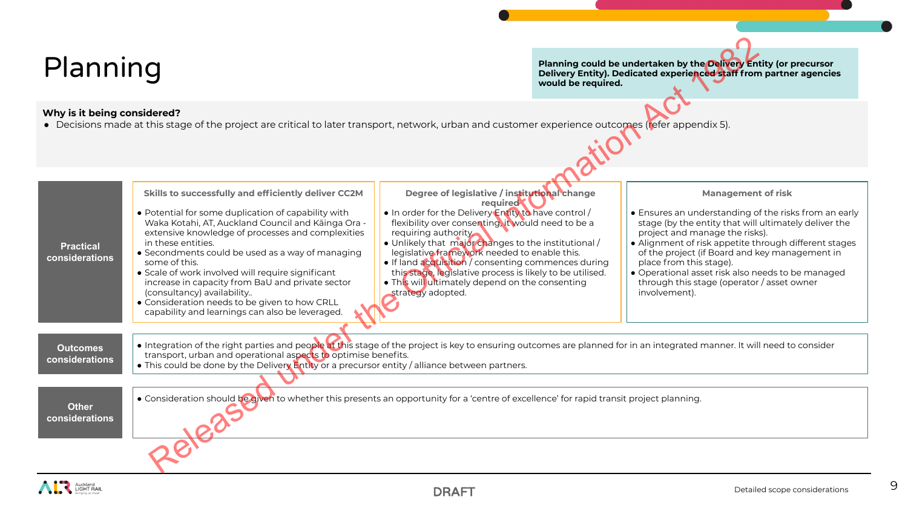# Planning

**Planning could be undertaken by the Delivery Entity (or precursor Delivery Entity). Dedicated experienced staff from partner agencies would be required.**

**Why is it being considered?**

- Decisions made at this stage of the project are critical to later transport, network, urban and customer experience outcomes (refer appendix 5).

## Practical considerations

**Skills to successfully and efficiently deliver CC2M**

- Potential for some duplication of capability with Waka Kotahi, AT, Auckland Council and Kāinga Ora - extensive knowledge of processes and complexities in these entities.
- Secondments could be used as a way of managing some of this.
- Scale of work involved will require significant increase in capacity from BaU and private sector (consultancy) availability..
- Consideration needs to be given to how CRLL capability and learnings can also be leveraged.

**Degree of legislative / institutional change required**

- In order for the Delivery Entity to have control / flexibility over consenting, it would need to be a requiring authority.
- Unlikely that major changes to the institutional / legislative framework needed to enable this.
- If land acquisition / consenting commences during this stage, legislative process is likely to be utilised.
- This will ultimately depend on the consenting strategy adopted.

**Management of risk**

- Ensures an understanding of the risks from an early stage (by the entity that will ultimately deliver the project and manage the risks).
- Alignment of risk appetite through different stages of the project (if Board and key management in place from this stage).
- Operational asset risk also needs to be managed through this stage (operator / asset owner involvement).

## Outcomes considerations

- Integration of the right parties and people at this stage of the project is key to ensuring outcomes are planned for in an integrated manner. It will need to consider transport, urban and operational aspects to optimise benefits.
- This could be done by the Delivery Entity or a precursor entity / alliance between partners.

## Other considerations

- Consideration should be given to whether this presents an opportunity for a 'centre of excellence' for rapid transit project planning.

Released under the Official Information Act 1982

DRAFT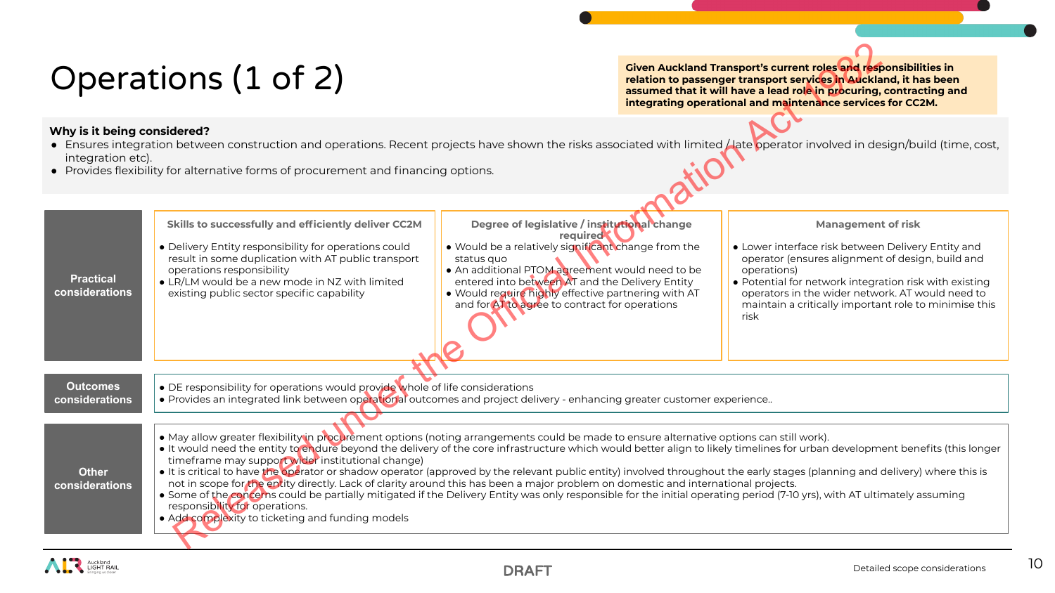# Operations (1 of 2)

**Given Auckland Transport's current roles and responsibilities in relation to passenger transport services in Auckland, it has been assumed that it will have a lead role in procuring, contracting and integrating operational and maintenance services for CC2M.**

**Why is it being considered?**

- Ensures integration between construction and operations. Recent projects have shown the risks associated with limited / late operator involved in design/build (time, cost, integration etc).
- Provides flexibility for alternative forms of procurement and financing options.

| | Skills to successfully and efficiently deliver CC2M | Degree of legislative / institutional change required | Management of risk |
|---|---|---|---|
| **Practical considerations** | • Delivery Entity responsibility for operations could result in some duplication with AT public transport operations responsibility<br>• LR/LM would be a new mode in NZ with limited existing public sector specific capability | • Would be a relatively significant change from the status quo<br>• An additional PTOM agreement would need to be entered into between AT and the Delivery Entity<br>• Would require highly effective partnering with AT and for AT to agree to contract for operations | • Lower interface risk between Delivery Entity and operator (ensures alignment of design, build and operations)<br>• Potential for network integration risk with existing operators in the wider network. AT would need to maintain a critically important role to minimise this risk |

**Outcomes considerations**

- DE responsibility for operations would provide whole of life considerations
- Provides an integrated link between operational outcomes and project delivery - enhancing greater customer experience..

**Other considerations**

- May allow greater flexibility in procurement options (noting arrangements could be made to ensure alternative options can still work).
- It would need the entity to endure beyond the delivery of the core infrastructure which would better align to likely timelines for urban development benefits (this longer timeframe may support wider institutional change)
- It is critical to have the operator or shadow operator (approved by the relevant public entity) involved throughout the early stages (planning and delivery) where this is not in scope for the entity directly. Lack of clarity around this has been a major problem on domestic and international projects.
- Some of the concerns could be partially mitigated if the Delivery Entity was only responsible for the initial operating period (7-10 yrs), with AT ultimately assuming responsibility for operations.
- Add complexity to ticketing and funding models

DRAFT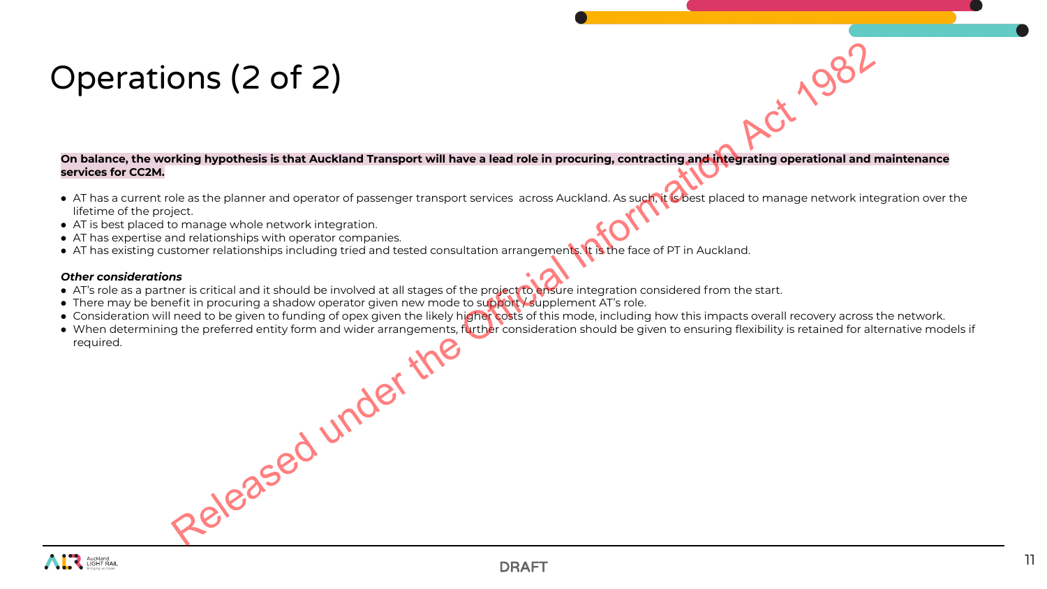# Operations (2 of 2)

**On balance, the working hypothesis is that Auckland Transport will have a lead role in procuring, contracting and integrating operational and maintenance services for CC2M.**

- AT has a current role as the planner and operator of passenger transport services across Auckland. As such, it is best placed to manage network integration over the lifetime of the project.
- AT is best placed to manage whole network integration.
- AT has expertise and relationships with operator companies.
- AT has existing customer relationships including tried and tested consultation arrangements. It is the face of PT in Auckland.

***Other considerations***

- AT's role as a partner is critical and it should be involved at all stages of the project to ensure integration considered from the start.
- There may be benefit in procuring a shadow operator given new mode to support / supplement AT's role.
- Consideration will need to be given to funding of opex given the likely higher costs of this mode, including how this impacts overall recovery across the network.
- When determining the preferred entity form and wider arrangements, further consideration should be given to ensuring flexibility is retained for alternative models if required.

Released under the Official Information Act 1982

DRAFT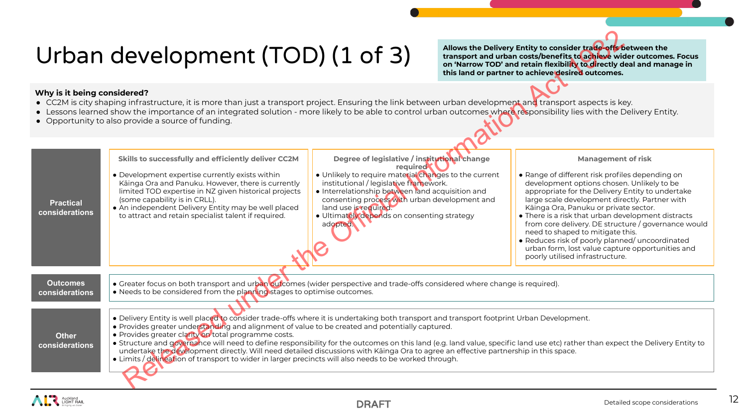# Urban development (TOD) (1 of 3)

**Allows the Delivery Entity to consider trade-offs between the transport and urban costs/benefits to achieve wider outcomes. Focus on 'Narrow TOD' and retain flexibility to directly deal and manage in this land or partner to achieve desired outcomes.**

**Why is it being considered?**

- CC2M is city shaping infrastructure, it is more than just a transport project. Ensuring the link between urban development and transport aspects is key.
- Lessons learned show the importance of an integrated solution - more likely to be able to control urban outcomes where responsibility lies with the Delivery Entity.
- Opportunity to also provide a source of funding.

| | Skills to successfully and efficiently deliver CC2M | Degree of legislative / institutional change required | Management of risk |
|---|---|---|---|
| **Practical considerations** | • Development expertise currently exists within Kāinga Ora and Panuku. However, there is currently limited TOD expertise in NZ given historical projects (some capability is in CRLL).<br>• An independent Delivery Entity may be well placed to attract and retain specialist talent if required. | • Unlikely to require material changes to the current institutional / legislative framework.<br>• Interrelationship between land acquisition and consenting process with urban development and land use is required.<br>• Ultimately depends on consenting strategy adopted. | • Range of different risk profiles depending on development options chosen. Unlikely to be appropriate for the Delivery Entity to undertake large scale development directly. Partner with Kāinga Ora, Panuku or private sector.<br>• There is a risk that urban development distracts from core delivery. DE structure / governance would need to shaped to mitigate this.<br>• Reduces risk of poorly planned/ uncoordinated urban form, lost value capture opportunities and poorly utilised infrastructure. |

**Outcomes considerations**

- Greater focus on both transport and urban outcomes (wider perspective and trade-offs considered where change is required).
- Needs to be considered from the planning stages to optimise outcomes.

**Other considerations**

- Delivery Entity is well placed to consider trade-offs where it is undertaking both transport and transport footprint Urban Development.
- Provides greater understanding and alignment of value to be created and potentially captured.
- Provides greater clarity on total programme costs.
- Structure and governance will need to define responsibility for the outcomes on this land (e.g. land value, specific land use etc) rather than expect the Delivery Entity to undertake the development directly. Will need detailed discussions with Kāinga Ora to agree an effective partnership in this space.
- Limits / delineation of transport to wider in larger precincts will also needs to be worked through.

DRAFT

Detailed scope considerations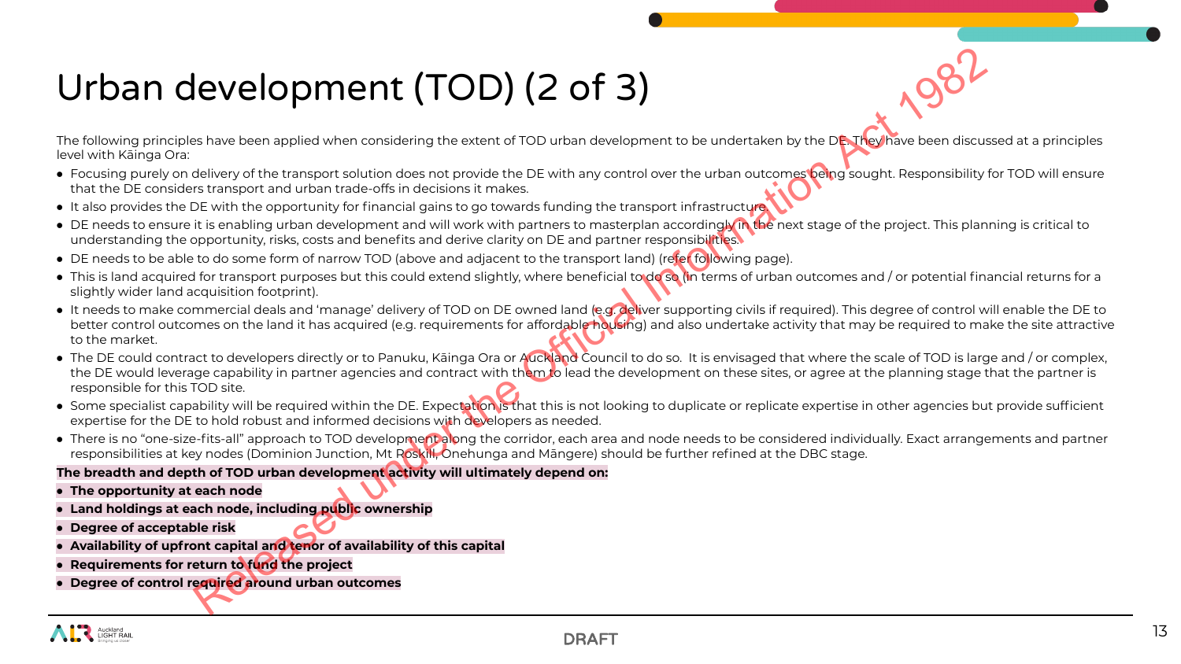# Urban development (TOD) (2 of 3)

The following principles have been applied when considering the extent of TOD urban development to be undertaken by the DE. They have been discussed at a principles level with Kāinga Ora:

- Focusing purely on delivery of the transport solution does not provide the DE with any control over the urban outcomes being sought. Responsibility for TOD will ensure that the DE considers transport and urban trade-offs in decisions it makes.
- It also provides the DE with the opportunity for financial gains to go towards funding the transport infrastructure.
- DE needs to ensure it is enabling urban development and will work with partners to masterplan accordingly in the next stage of the project. This planning is critical to understanding the opportunity, risks, costs and benefits and derive clarity on DE and partner responsibilities.
- DE needs to be able to do some form of narrow TOD (above and adjacent to the transport land) (refer following page).
- This is land acquired for transport purposes but this could extend slightly, where beneficial to do so (in terms of urban outcomes and / or potential financial returns for a slightly wider land acquisition footprint).
- It needs to make commercial deals and 'manage' delivery of TOD on DE owned land (e.g. deliver supporting civils if required). This degree of control will enable the DE to better control outcomes on the land it has acquired (e.g. requirements for affordable housing) and also undertake activity that may be required to make the site attractive to the market.
- The DE could contract to developers directly or to Panuku, Kāinga Ora or Auckland Council to do so. It is envisaged that where the scale of TOD is large and / or complex, the DE would leverage capability in partner agencies and contract with them to lead the development on these sites, or agree at the planning stage that the partner is responsible for this TOD site.
- Some specialist capability will be required within the DE. Expectation is that this is not looking to duplicate or replicate expertise in other agencies but provide sufficient expertise for the DE to hold robust and informed decisions with developers as needed.
- There is no "one-size-fits-all" approach to TOD development along the corridor, each area and node needs to be considered individually. Exact arrangements and partner responsibilities at key nodes (Dominion Junction, Mt Roskill, Onehunga and Māngere) should be further refined at the DBC stage.

**The breadth and depth of TOD urban development activity will ultimately depend on:**

- **The opportunity at each node**
- **Land holdings at each node, including public ownership**
- **Degree of acceptable risk**
- **Availability of upfront capital and tenor of availability of this capital**
- **Requirements for return to fund the project**
- **Degree of control required around urban outcomes**

DRAFT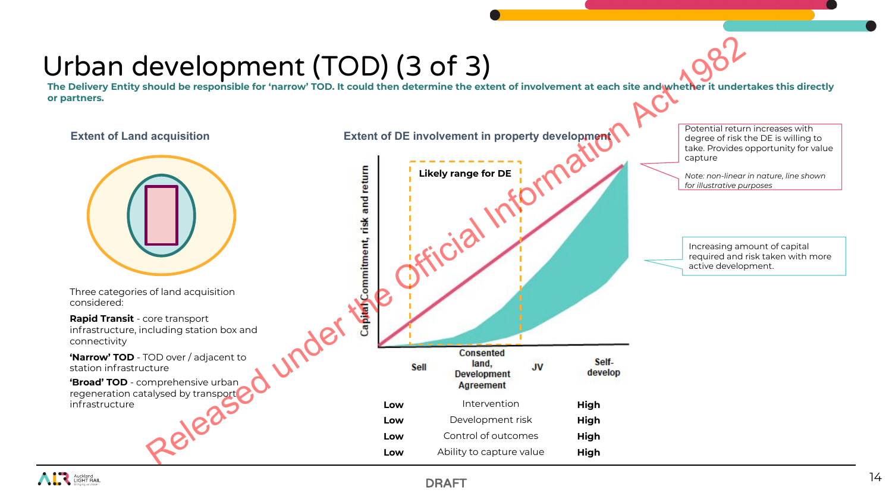# Urban development (TOD) (3 of 3)

**The Delivery Entity should be responsible for 'narrow' TOD. It could then determine the extent of involvement at each site and whether it undertakes this directly or partners.**

### Extent of Land acquisition

Three categories of land acquisition considered:

**Rapid Transit** - core transport infrastructure, including station box and connectivity

**'Narrow' TOD** - TOD over / adjacent to station infrastructure

**'Broad' TOD** - comprehensive urban regeneration catalysed by transport infrastructure

### Extent of DE involvement in property development

Capital Commitment, risk and return

Likely range for DE

Sell | Consented land, Development Agreement | JV | Self-develop

| | | |
|---|---|---|
| Low | Intervention | High |
| Low | Development risk | High |
| Low | Control of outcomes | High |
| Low | Ability to capture value | High |

Potential return increases with degree of risk the DE is willing to take. Provides opportunity for value capture

*Note: non-linear in nature, line shown for illustrative purposes*

Increasing amount of capital required and risk taken with more active development.

Released under the Official Information Act 1982

DRAFT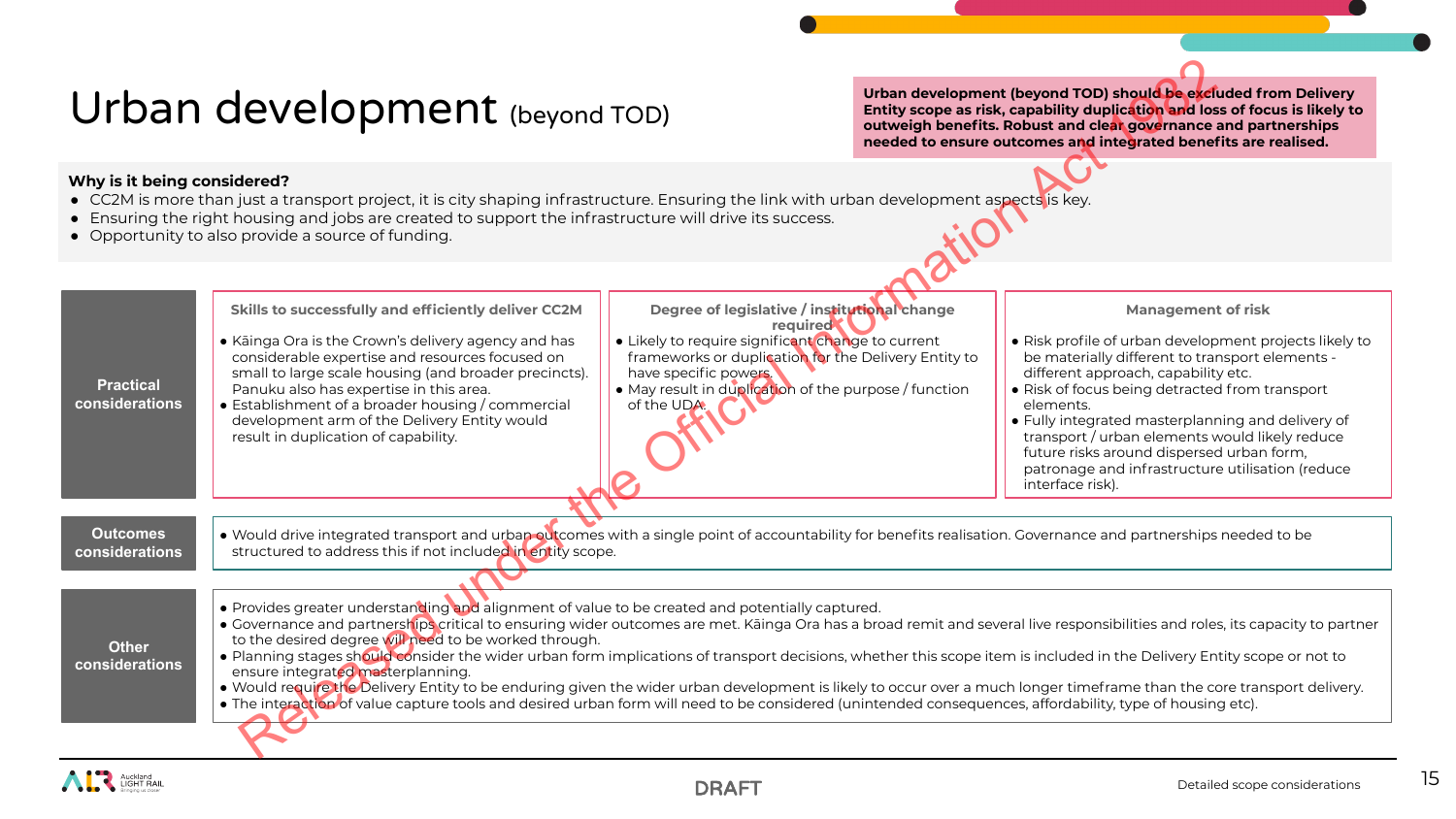# Urban development (beyond TOD)

**Urban development (beyond TOD) should be excluded from Delivery Entity scope as risk, capability duplication and loss of focus is likely to outweigh benefits. Robust and clear governance and partnerships needed to ensure outcomes and integrated benefits are realised.**

**Why is it being considered?**

- CC2M is more than just a transport project, it is city shaping infrastructure. Ensuring the link with urban development aspects is key.
- Ensuring the right housing and jobs are created to support the infrastructure will drive its success.
- Opportunity to also provide a source of funding.

| | Skills to successfully and efficiently deliver CC2M | Degree of legislative / institutional change required | Management of risk |
|---|---|---|---|
| **Practical considerations** | • Kāinga Ora is the Crown's delivery agency and has considerable expertise and resources focused on small to large scale housing (and broader precincts). Panuku also has expertise in this area.<br>• Establishment of a broader housing / commercial development arm of the Delivery Entity would result in duplication of capability. | • Likely to require significant change to current frameworks or duplication for the Delivery Entity to have specific powers.<br>• May result in duplication of the purpose / function of the UDA. | • Risk profile of urban development projects likely to be materially different to transport elements - different approach, capability etc.<br>• Risk of focus being detracted from transport elements.<br>• Fully integrated masterplanning and delivery of transport / urban elements would likely reduce future risks around dispersed urban form, patronage and infrastructure utilisation (reduce interface risk). |

**Outcomes considerations**

- Would drive integrated transport and urban outcomes with a single point of accountability for benefits realisation. Governance and partnerships needed to be structured to address this if not included in entity scope.

**Other considerations**

- Provides greater understanding and alignment of value to be created and potentially captured.
- Governance and partnerships critical to ensuring wider outcomes are met. Kāinga Ora has a broad remit and several live responsibilities and roles, its capacity to partner to the desired degree will need to be worked through.
- Planning stages should consider the wider urban form implications of transport decisions, whether this scope item is included in the Delivery Entity scope or not to ensure integrated masterplanning.
- Would require the Delivery Entity to be enduring given the wider urban development is likely to occur over a much longer timeframe than the core transport delivery.
- The interaction of value capture tools and desired urban form will need to be considered (unintended consequences, affordability, type of housing etc).

Released under the Official Information Act 1982

DRAFT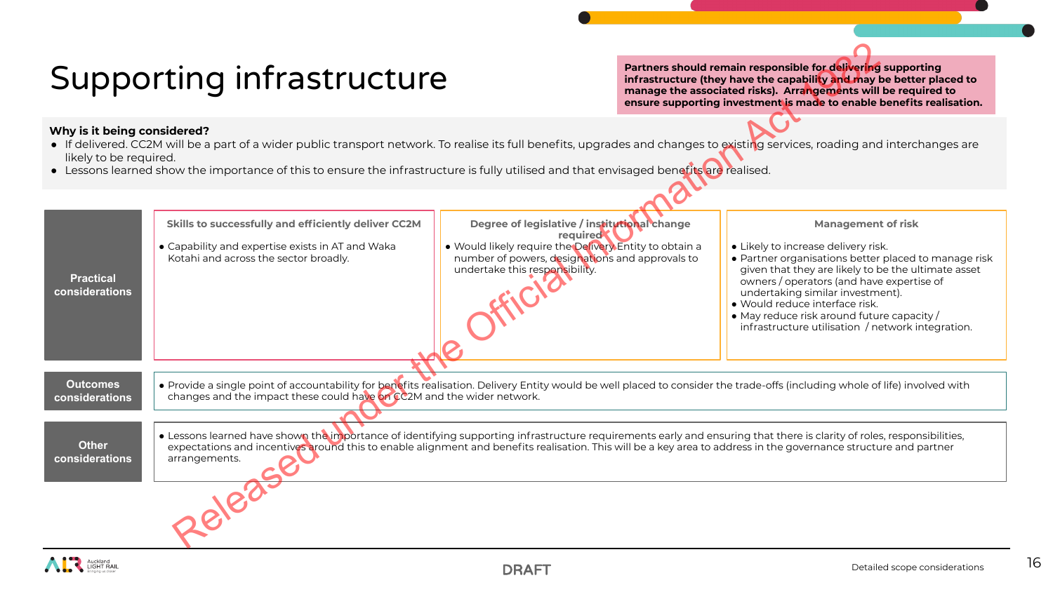# Supporting infrastructure

**Partners should remain responsible for delivering supporting infrastructure (they have the capability and may be better placed to manage the associated risks). Arrangements will be required to ensure supporting investment is made to enable benefits realisation.**

**Why is it being considered?**

- If delivered, CC2M will be a part of a wider public transport network. To realise its full benefits, upgrades and changes to existing services, roading and interchanges are likely to be required.
- Lessons learned show the importance of this to ensure the infrastructure is fully utilised and that envisaged benefits are realised.

| | Skills to successfully and efficiently deliver CC2M | Degree of legislative / institutional change required | Management of risk |
|---|---|---|---|
| **Practical considerations** | • Capability and expertise exists in AT and Waka Kotahi and across the sector broadly. | • Would likely require the Delivery Entity to obtain a number of powers, designations and approvals to undertake this responsibility. | • Likely to increase delivery risk.<br>• Partner organisations better placed to manage risk given that they are likely to be the ultimate asset owners / operators (and have expertise of undertaking similar investment).<br>• Would reduce interface risk.<br>• May reduce risk around future capacity / infrastructure utilisation / network integration. |

**Outcomes considerations**

- Provide a single point of accountability for benefits realisation. Delivery Entity would be well placed to consider the trade-offs (including whole of life) involved with changes and the impact these could have on CC2M and the wider network.

**Other considerations**

- Lessons learned have shown the importance of identifying supporting infrastructure requirements early and ensuring that there is clarity of roles, responsibilities, expectations and incentives around this to enable alignment and benefits realisation. This will be a key area to address in the governance structure and partner arrangements.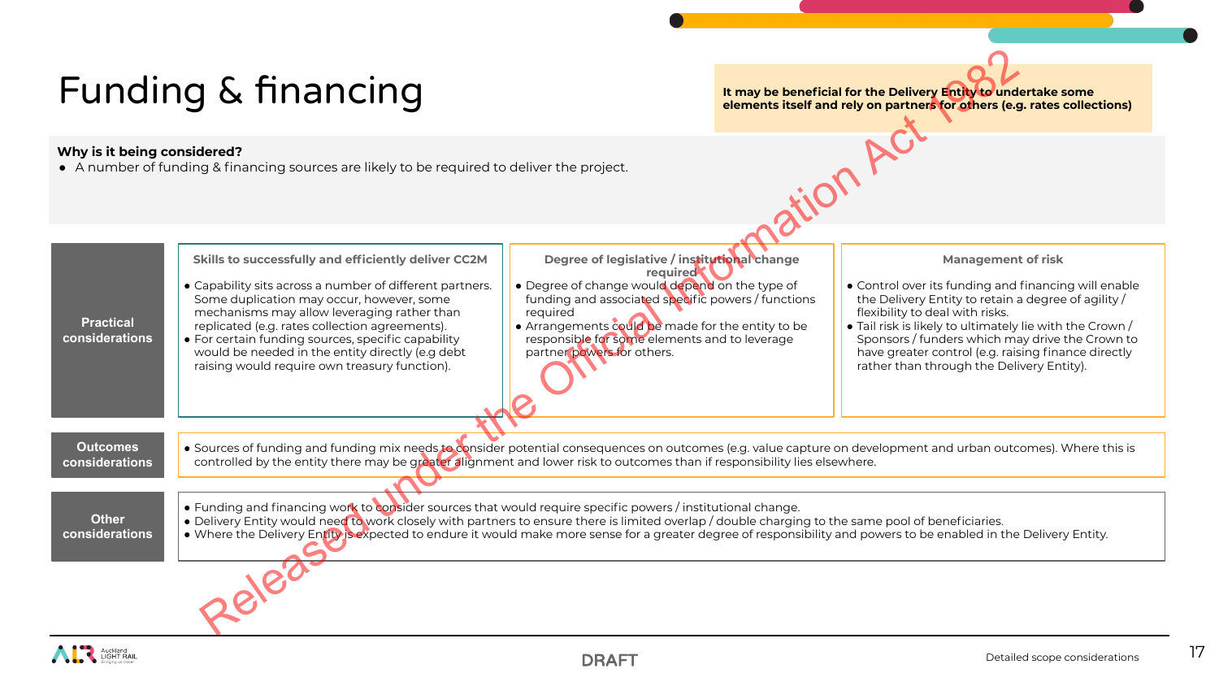# Funding & financing

**It may be beneficial for the Delivery Entity to undertake some elements itself and rely on partners for others (e.g. rates collections)**

**Why is it being considered?**

- A number of funding & financing sources are likely to be required to deliver the project.

| | Skills to successfully and efficiently deliver CC2M | Degree of legislative / institutional change required | Management of risk |
|---|---|---|---|
| **Practical considerations** | • Capability sits across a number of different partners. Some duplication may occur, however, some mechanisms may allow leveraging rather than replicated (e.g. rates collection agreements).<br>• For certain funding sources, specific capability would be needed in the entity directly (e.g debt raising would require own treasury function). | • Degree of change would depend on the type of funding and associated specific powers / functions required<br>• Arrangements could be made for the entity to be responsible for some elements and to leverage partner powers for others. | • Control over its funding and financing will enable the Delivery Entity to retain a degree of agility / flexibility to deal with risks.<br>• Tail risk is likely to ultimately lie with the Crown / Sponsors / funders which may drive the Crown to have greater control (e.g. raising finance directly rather than through the Delivery Entity). |

**Outcomes considerations**

- Sources of funding and funding mix needs to consider potential consequences on outcomes (e.g. value capture on development and urban outcomes). Where this is controlled by the entity there may be greater alignment and lower risk to outcomes than if responsibility lies elsewhere.

**Other considerations**

- Funding and financing work to consider sources that would require specific powers / institutional change.
- Delivery Entity would need to work closely with partners to ensure there is limited overlap / double charging to the same pool of beneficiaries.
- Where the Delivery Entity is expected to endure it would make more sense for a greater degree of responsibility and powers to be enabled in the Delivery Entity.

DRAFT

Detailed scope considerations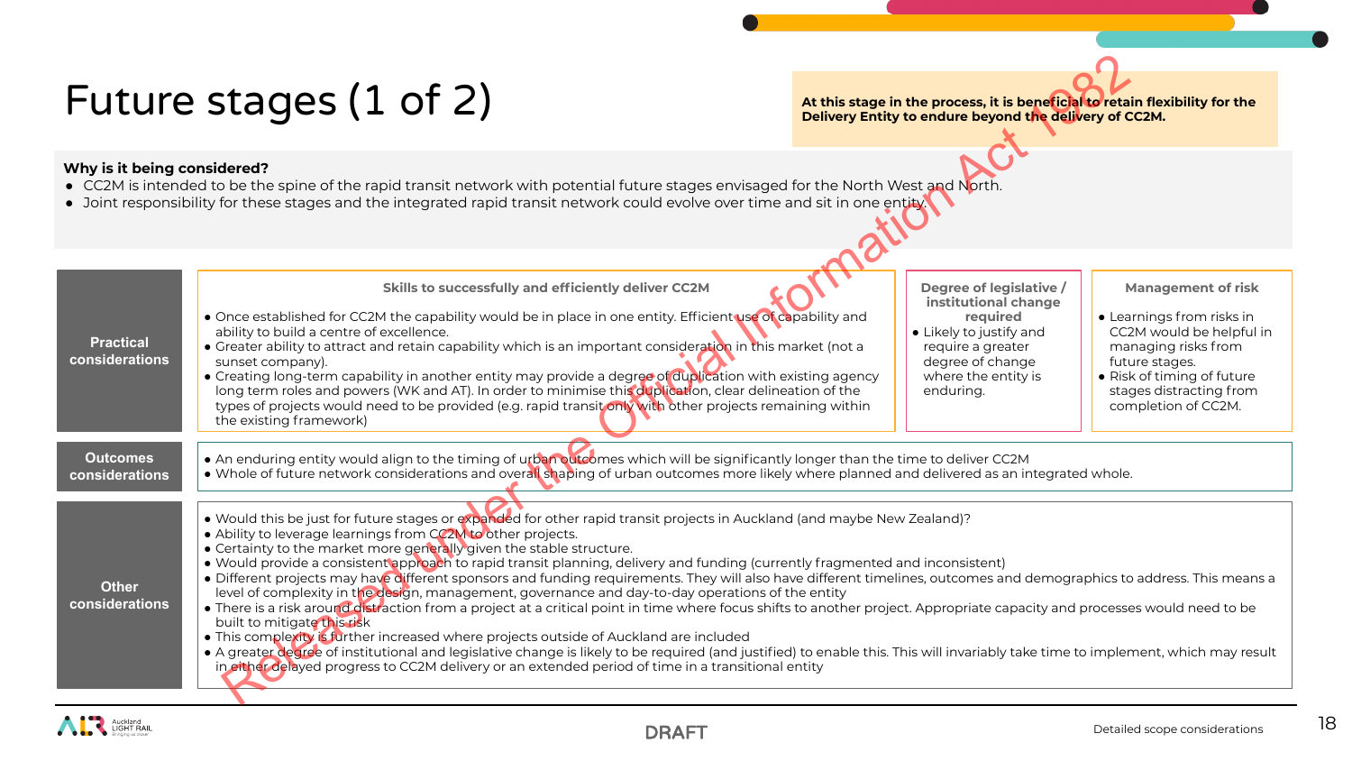# Future stages (1 of 2)

**At this stage in the process, it is beneficial to retain flexibility for the Delivery Entity to endure beyond the delivery of CC2M.**

**Why is it being considered?**

- CC2M is intended to be the spine of the rapid transit network with potential future stages envisaged for the North West and North.
- Joint responsibility for these stages and the integrated rapid transit network could evolve over time and sit in one entity.

| | | | |
|---|---|---|---|
| **Practical considerations** | **Skills to successfully and efficiently deliver CC2M**<br>• Once established for CC2M the capability would be in place in one entity. Efficient use of capability and ability to build a centre of excellence.<br>• Greater ability to attract and retain capability which is an important consideration in this market (not a sunset company).<br>• Creating long-term capability in another entity may provide a degree of duplication with existing agency long term roles and powers (WK and AT). In order to minimise this duplication, clear delineation of the types of projects would need to be provided (e.g. rapid transit only with other projects remaining within the existing framework) | **Degree of legislative / institutional change required**<br>• Likely to justify and require a greater degree of change where the entity is enduring. | **Management of risk**<br>• Learnings from risks in CC2M would be helpful in managing risks from future stages.<br>• Risk of timing of future stages distracting from completion of CC2M. |
| **Outcomes considerations** | • An enduring entity would align to the timing of urban outcomes which will be significantly longer than the time to deliver CC2M<br>• Whole of future network considerations and overall shaping of urban outcomes more likely where planned and delivered as an integrated whole. | | |
| **Other considerations** | • Would this be just for future stages or expanded for other rapid transit projects in Auckland (and maybe New Zealand)?<br>• Ability to leverage learnings from CC2M to other projects.<br>• Certainty to the market more generally given the stable structure.<br>• Would provide a consistent approach to rapid transit planning, delivery and funding (currently fragmented and inconsistent)<br>• Different projects may have different sponsors and funding requirements. They will also have different timelines, outcomes and demographics to address. This means a level of complexity in the design, management, governance and day-to-day operations of the entity<br>• There is a risk around distraction from a project at a critical point in time where focus shifts to another project. Appropriate capacity and processes would need to be built to mitigate this risk<br>• This complexity is further increased where projects outside of Auckland are included<br>• A greater degree of institutional and legislative change is likely to be required (and justified) to enable this. This will invariably take time to implement, which may result in either delayed progress to CC2M delivery or an extended period of time in a transitional entity | | |

DRAFT

Detailed scope considerations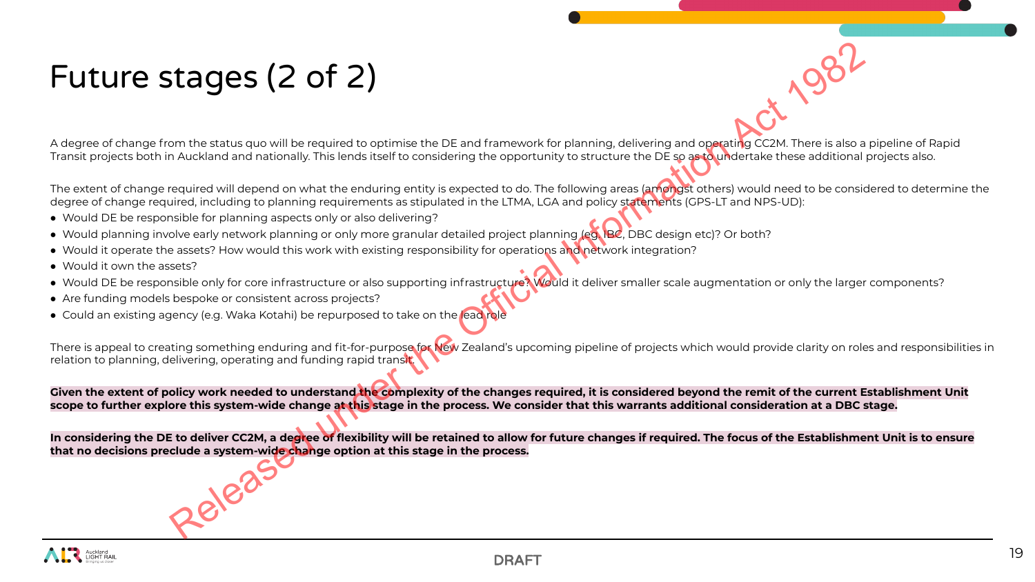# Future stages (2 of 2)

A degree of change from the status quo will be required to optimise the DE and framework for planning, delivering and operating CC2M. There is also a pipeline of Rapid Transit projects both in Auckland and nationally. This lends itself to considering the opportunity to structure the DE so as to undertake these additional projects also.

The extent of change required will depend on what the enduring entity is expected to do. The following areas (amongst others) would need to be considered to determine the degree of change required, including to planning requirements as stipulated in the LTMA, LGA and policy statements (GPS-LT and NPS-UD):

- Would DE be responsible for planning aspects only or also delivering?
- Would planning involve early network planning or only more granular detailed project planning (eg. IBC, DBC design etc)? Or both?
- Would it operate the assets? How would this work with existing responsibility for operations and network integration?
- Would it own the assets?
- Would DE be responsible only for core infrastructure or also supporting infrastructure? Would it deliver smaller scale augmentation or only the larger components?
- Are funding models bespoke or consistent across projects?
- Could an existing agency (e.g. Waka Kotahi) be repurposed to take on the lead role

There is appeal to creating something enduring and fit-for-purpose for New Zealand's upcoming pipeline of projects which would provide clarity on roles and responsibilities in relation to planning, delivering, operating and funding rapid transit.

**Given the extent of policy work needed to understand the complexity of the changes required, it is considered beyond the remit of the current Establishment Unit scope to further explore this system-wide change at this stage in the process. We consider that this warrants additional consideration at a DBC stage.**

**In considering the DE to deliver CC2M, a degree of flexibility will be retained to allow for future changes if required. The focus of the Establishment Unit is to ensure that no decisions preclude a system-wide change option at this stage in the process.**

Released under the Official Information Act 1982

DRAFT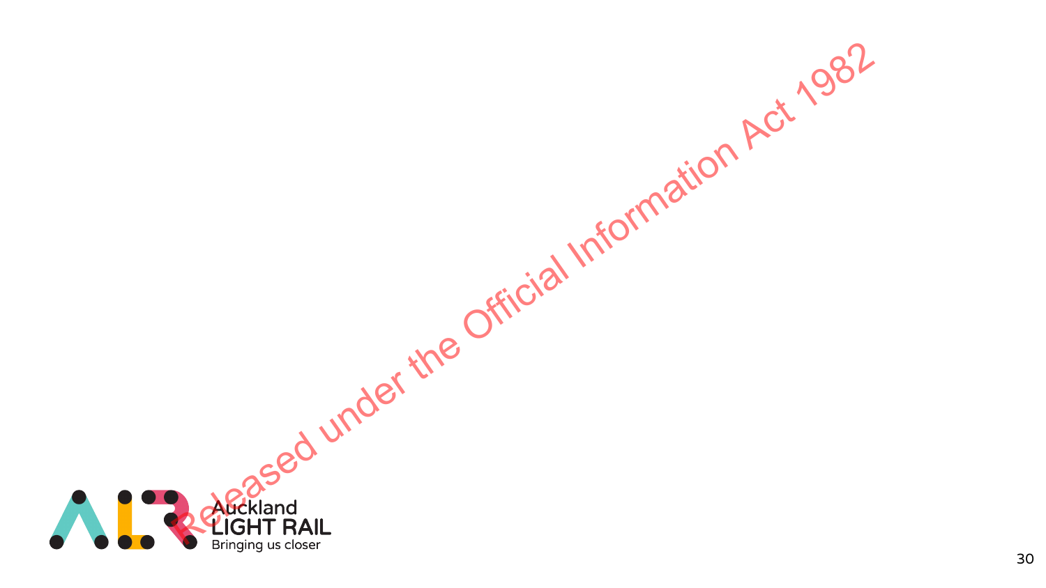Released under the Official Information Act 1982

Auckland LIGHT RAIL
Bringing us closer